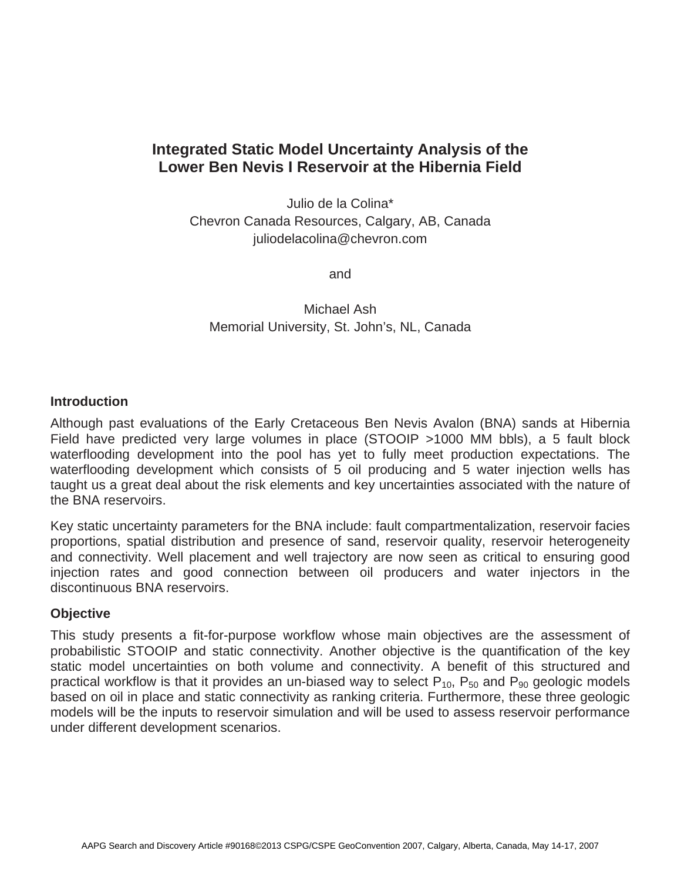# Integrated Static Model Uncertainty Analysis of the Lower Ben Nevis I Reservoir at the Hibernia Field

Julio de la Colina*
Chevron Canada Resources, Calgary, AB, Canada
juliodelacolina@chevron.com

and

Michael Ash
Memorial University, St. John's, NL, Canada

## Introduction

Although past evaluations of the Early Cretaceous Ben Nevis Avalon (BNA) sands at Hibernia Field have predicted very large volumes in place (STOOIP >1000 MM bbls), a 5 fault block waterflooding development into the pool has yet to fully meet production expectations. The waterflooding development which consists of 5 oil producing and 5 water injection wells has taught us a great deal about the risk elements and key uncertainties associated with the nature of the BNA reservoirs.

Key static uncertainty parameters for the BNA include: fault compartmentalization, reservoir facies proportions, spatial distribution and presence of sand, reservoir quality, reservoir heterogeneity and connectivity. Well placement and well trajectory are now seen as critical to ensuring good injection rates and good connection between oil producers and water injectors in the discontinuous BNA reservoirs.

## Objective

This study presents a fit-for-purpose workflow whose main objectives are the assessment of probabilistic STOOIP and static connectivity. Another objective is the quantification of the key static model uncertainties on both volume and connectivity. A benefit of this structured and practical workflow is that it provides an un-biased way to select $P_{10}$, $P_{50}$ and $P_{90}$ geologic models based on oil in place and static connectivity as ranking criteria. Furthermore, these three geologic models will be the inputs to reservoir simulation and will be used to assess reservoir performance under different development scenarios.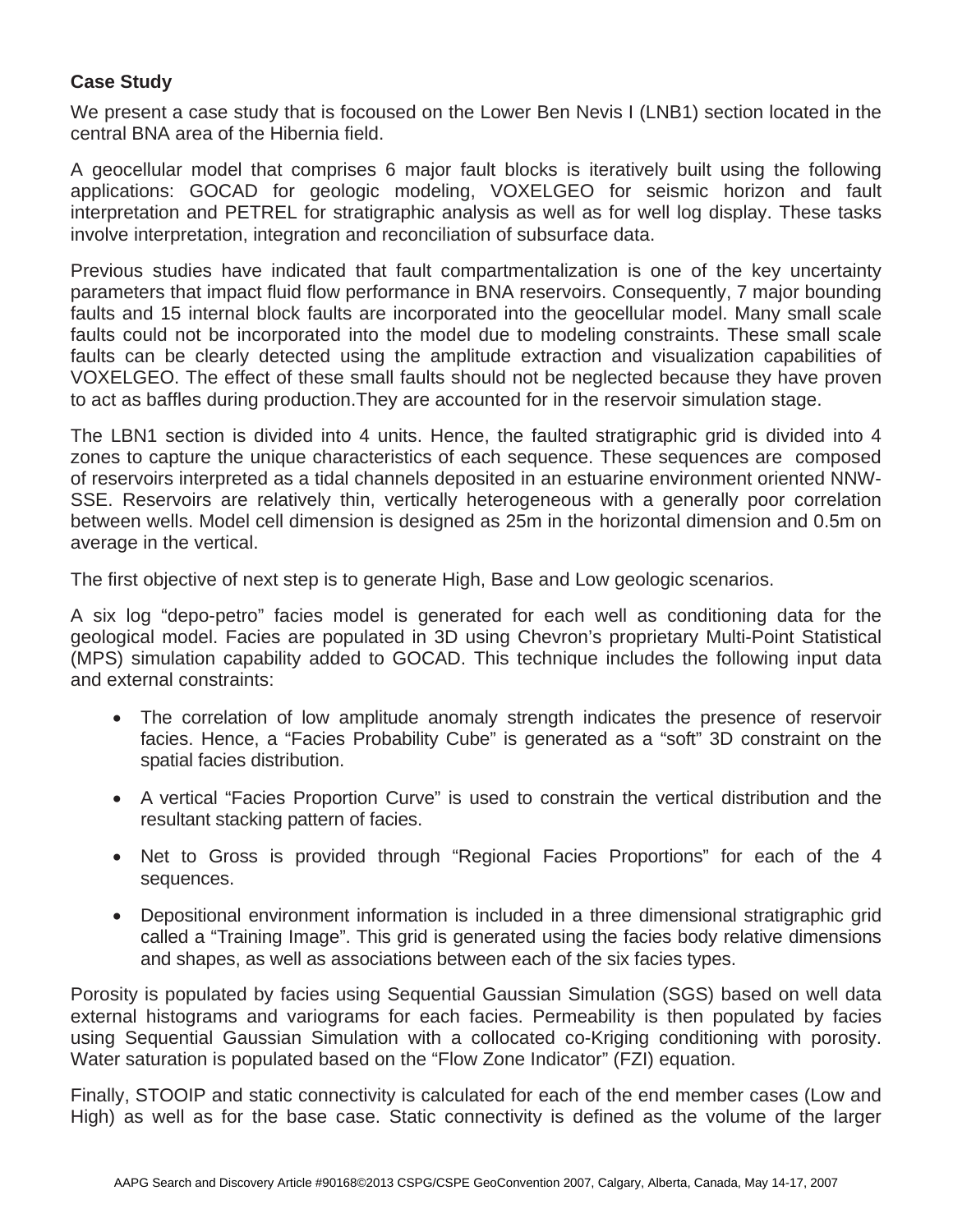**Case Study**

We present a case study that is focoused on the Lower Ben Nevis I (LNB1) section located in the central BNA area of the Hibernia field.

A geocellular model that comprises 6 major fault blocks is iteratively built using the following applications: GOCAD for geologic modeling, VOXELGEO for seismic horizon and fault interpretation and PETREL for stratigraphic analysis as well as for well log display. These tasks involve interpretation, integration and reconciliation of subsurface data.

Previous studies have indicated that fault compartmentalization is one of the key uncertainty parameters that impact fluid flow performance in BNA reservoirs. Consequently, 7 major bounding faults and 15 internal block faults are incorporated into the geocellular model. Many small scale faults could not be incorporated into the model due to modeling constraints. These small scale faults can be clearly detected using the amplitude extraction and visualization capabilities of VOXELGEO. The effect of these small faults should not be neglected because they have proven to act as baffles during production.They are accounted for in the reservoir simulation stage.

The LBN1 section is divided into 4 units. Hence, the faulted stratigraphic grid is divided into 4 zones to capture the unique characteristics of each sequence. These sequences are composed of reservoirs interpreted as a tidal channels deposited in an estuarine environment oriented NNW-SSE. Reservoirs are relatively thin, vertically heterogeneous with a generally poor correlation between wells. Model cell dimension is designed as 25m in the horizontal dimension and 0.5m on average in the vertical.

The first objective of next step is to generate High, Base and Low geologic scenarios.

A six log "depo-petro" facies model is generated for each well as conditioning data for the geological model. Facies are populated in 3D using Chevron's proprietary Multi-Point Statistical (MPS) simulation capability added to GOCAD. This technique includes the following input data and external constraints:

- The correlation of low amplitude anomaly strength indicates the presence of reservoir facies. Hence, a "Facies Probability Cube" is generated as a "soft" 3D constraint on the spatial facies distribution.

- A vertical "Facies Proportion Curve" is used to constrain the vertical distribution and the resultant stacking pattern of facies.

- Net to Gross is provided through "Regional Facies Proportions" for each of the 4 sequences.

- Depositional environment information is included in a three dimensional stratigraphic grid called a "Training Image". This grid is generated using the facies body relative dimensions and shapes, as well as associations between each of the six facies types.

Porosity is populated by facies using Sequential Gaussian Simulation (SGS) based on well data external histograms and variograms for each facies. Permeability is then populated by facies using Sequential Gaussian Simulation with a collocated co-Kriging conditioning with porosity. Water saturation is populated based on the "Flow Zone Indicator" (FZI) equation.

Finally, STOOIP and static connectivity is calculated for each of the end member cases (Low and High) as well as for the base case. Static connectivity is defined as the volume of the larger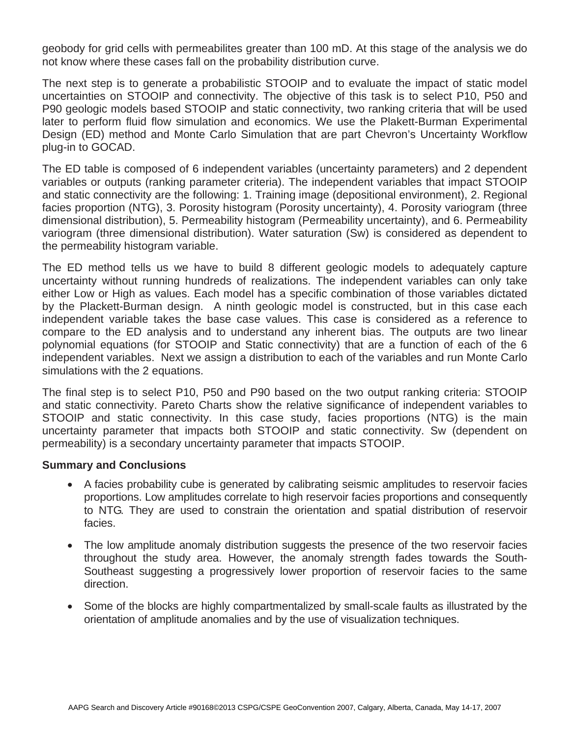geobody for grid cells with permeabilites greater than 100 mD. At this stage of the analysis we do not know where these cases fall on the probability distribution curve.

The next step is to generate a probabilistic STOOIP and to evaluate the impact of static model uncertainties on STOOIP and connectivity. The objective of this task is to select P10, P50 and P90 geologic models based STOOIP and static connectivity, two ranking criteria that will be used later to perform fluid flow simulation and economics. We use the Plakett-Burman Experimental Design (ED) method and Monte Carlo Simulation that are part Chevron's Uncertainty Workflow plug-in to GOCAD.

The ED table is composed of 6 independent variables (uncertainty parameters) and 2 dependent variables or outputs (ranking parameter criteria). The independent variables that impact STOOIP and static connectivity are the following: 1. Training image (depositional environment), 2. Regional facies proportion (NTG), 3. Porosity histogram (Porosity uncertainty), 4. Porosity variogram (three dimensional distribution), 5. Permeability histogram (Permeability uncertainty), and 6. Permeability variogram (three dimensional distribution). Water saturation (Sw) is considered as dependent to the permeability histogram variable.

The ED method tells us we have to build 8 different geologic models to adequately capture uncertainty without running hundreds of realizations. The independent variables can only take either Low or High as values. Each model has a specific combination of those variables dictated by the Plackett-Burman design. A ninth geologic model is constructed, but in this case each independent variable takes the base case values. This case is considered as a reference to compare to the ED analysis and to understand any inherent bias. The outputs are two linear polynomial equations (for STOOIP and Static connectivity) that are a function of each of the 6 independent variables. Next we assign a distribution to each of the variables and run Monte Carlo simulations with the 2 equations.

The final step is to select P10, P50 and P90 based on the two output ranking criteria: STOOIP and static connectivity. Pareto Charts show the relative significance of independent variables to STOOIP and static connectivity. In this case study, facies proportions (NTG) is the main uncertainty parameter that impacts both STOOIP and static connectivity. Sw (dependent on permeability) is a secondary uncertainty parameter that impacts STOOIP.

**Summary and Conclusions**

- A facies probability cube is generated by calibrating seismic amplitudes to reservoir facies proportions. Low amplitudes correlate to high reservoir facies proportions and consequently to NTG. They are used to constrain the orientation and spatial distribution of reservoir facies.
- The low amplitude anomaly distribution suggests the presence of the two reservoir facies throughout the study area. However, the anomaly strength fades towards the South-Southeast suggesting a progressively lower proportion of reservoir facies to the same direction.
- Some of the blocks are highly compartmentalized by small-scale faults as illustrated by the orientation of amplitude anomalies and by the use of visualization techniques.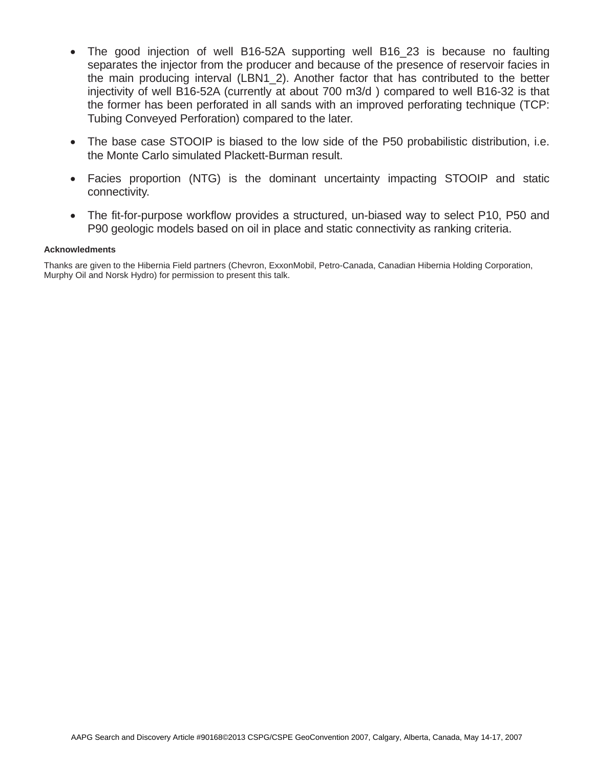- The good injection of well B16-52A supporting well B16_23 is because no faulting separates the injector from the producer and because of the presence of reservoir facies in the main producing interval (LBN1_2). Another factor that has contributed to the better injectivity of well B16-52A (currently at about 700 m3/d ) compared to well B16-32 is that the former has been perforated in all sands with an improved perforating technique (TCP: Tubing Conveyed Perforation) compared to the later.
- The base case STOOIP is biased to the low side of the P50 probabilistic distribution, i.e. the Monte Carlo simulated Plackett-Burman result.
- Facies proportion (NTG) is the dominant uncertainty impacting STOOIP and static connectivity.
- The fit-for-purpose workflow provides a structured, un-biased way to select P10, P50 and P90 geologic models based on oil in place and static connectivity as ranking criteria.

**Acknowledments**

Thanks are given to the Hibernia Field partners (Chevron, ExxonMobil, Petro-Canada, Canadian Hibernia Holding Corporation, Murphy Oil and Norsk Hydro) for permission to present this talk.